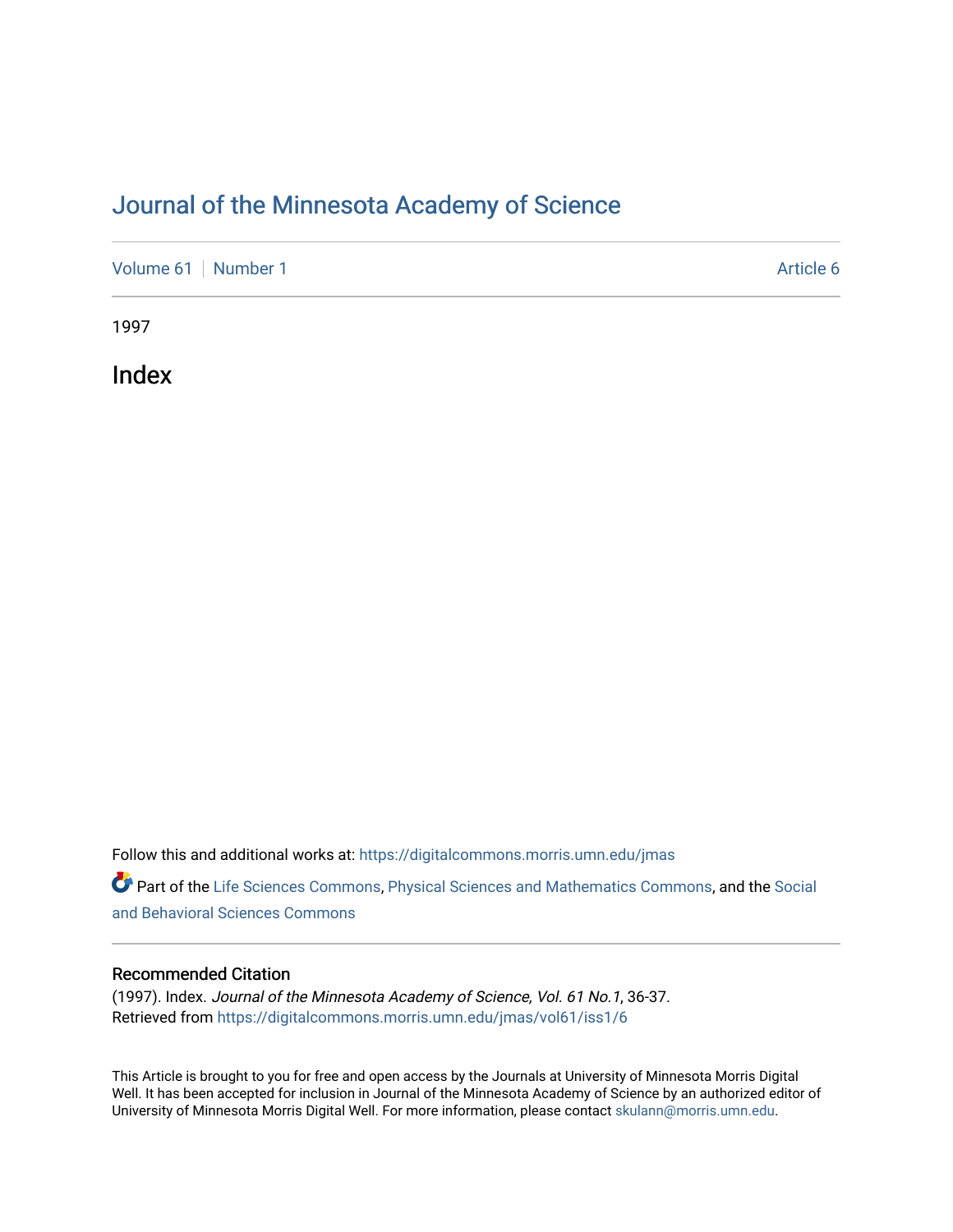# Journal of the Minnesota Academy of Science

Volume 61 | Number 1 — Article 6

1997

## Index

Follow this and additional works at: https://digitalcommons.morris.umn.edu/jmas

Part of the Life Sciences Commons, Physical Sciences and Mathematics Commons, and the Social and Behavioral Sciences Commons

### Recommended Citation

(1997). Index. *Journal of the Minnesota Academy of Science, Vol. 61 No.1*, 36-37.
Retrieved from https://digitalcommons.morris.umn.edu/jmas/vol61/iss1/6

This Article is brought to you for free and open access by the Journals at University of Minnesota Morris Digital Well. It has been accepted for inclusion in Journal of the Minnesota Academy of Science by an authorized editor of University of Minnesota Morris Digital Well. For more information, please contact skulann@morris.umn.edu.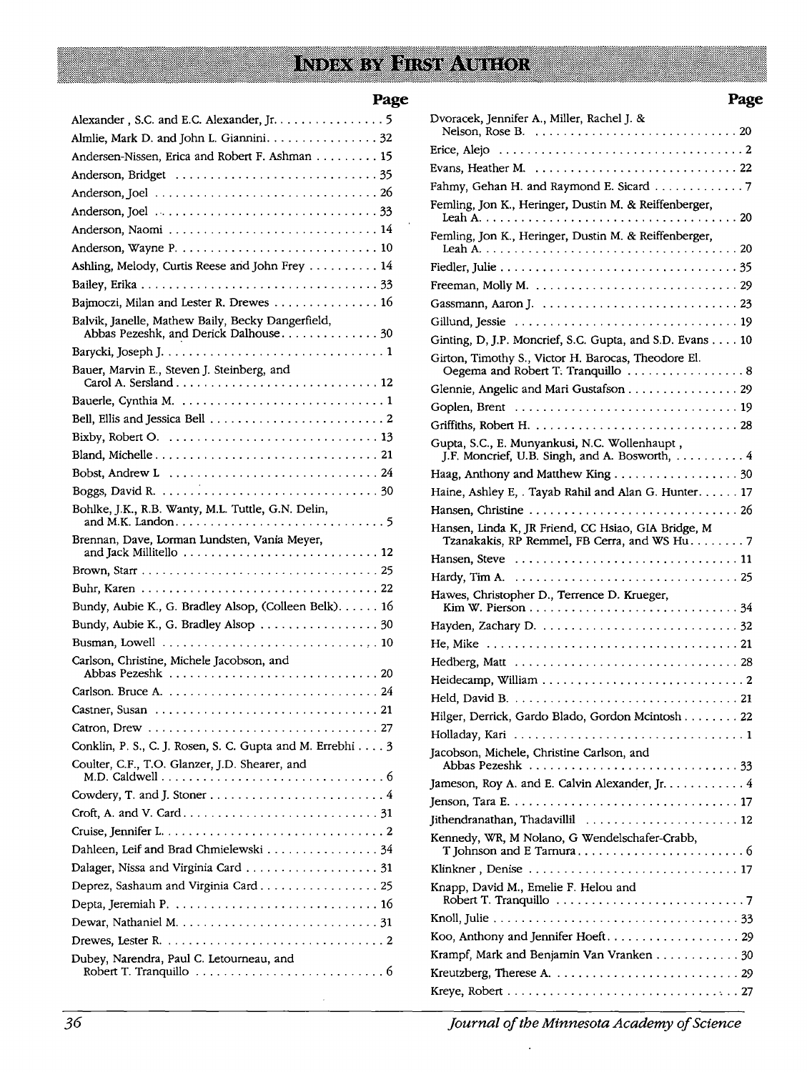# Index by First Author

| | Page |
|---|---|
| Alexander , S.C. and E.C. Alexander, Jr. | 5 |
| Almlie, Mark D. and John L. Giannini | 32 |
| Andersen-Nissen, Erica and Robert F. Ashman | 15 |
| Anderson, Bridget | 35 |
| Anderson, Joel | 26 |
| Anderson, Joel | 33 |
| Anderson, Naomi | 14 |
| Anderson, Wayne P. | 10 |
| Ashling, Melody, Curtis Reese and John Frey | 14 |
| Bailey, Erika | 33 |
| Bajmoczi, Milan and Lester R. Drewes | 16 |
| Balvik, Janelle, Mathew Baily, Becky Dangerfield, Abbas Pezeshk, and Derick Dalhouse | 30 |
| Barycki, Joseph J. | 1 |
| Bauer, Marvin E., Steven J. Steinberg, and Carol A. Sersland | 12 |
| Bauerle, Cynthia M. | 1 |
| Bell, Ellis and Jessica Bell | 2 |
| Bixby, Robert O. | 13 |
| Bland, Michelle | 21 |
| Bobst, Andrew L | 24 |
| Boggs, David R. | 30 |
| Bohlke, J.K., R.B. Wanty, M.L. Tuttle, G.N. Delin, and M.K. Landon | 5 |
| Brennan, Dave, Lorman Lundsten, Vania Meyer, and Jack Millitello | 12 |
| Brown, Starr | 25 |
| Buhr, Karen | 22 |
| Bundy, Aubie K., G. Bradley Alsop, (Colleen Belk) | 16 |
| Bundy, Aubie K., G. Bradley Alsop | 30 |
| Busman, Lowell | 10 |
| Carlson, Christine, Michele Jacobson, and Abbas Pezeshk | 20 |
| Carlson. Bruce A. | 24 |
| Castner, Susan | 21 |
| Catron, Drew | 27 |
| Conklin, P. S., C. J. Rosen, S. C. Gupta and M. Errebhi | 3 |
| Coulter, C.F., T.O. Glanzer, J.D. Shearer, and M.D. Caldwell | 6 |
| Cowdery, T. and J. Stoner | 4 |
| Croft, A. and V. Card | 31 |
| Cruise, Jennifer L. | 2 |
| Dahleen, Leif and Brad Chmielewski | 34 |
| Dalager, Nissa and Virginia Card | 31 |
| Deprez, Sashaum and Virginia Card | 25 |
| Depta, Jeremiah P. | 16 |
| Dewar, Nathaniel M. | 31 |
| Drewes, Lester R. | 2 |
| Dubey, Narendra, Paul C. Letourneau, and Robert T. Tranquillo | 6 |
| Dvoracek, Jennifer A., Miller, Rachel J. & Nelson, Rose B. | 20 |
| Erice, Alejo | 2 |
| Evans, Heather M. | 22 |
| Fahmy, Gehan H. and Raymond E. Sicard | 7 |
| Femling, Jon K., Heringer, Dustin M. & Reiffenberger, Leah A. | 20 |
| Femling, Jon K., Heringer, Dustin M. & Reiffenberger, Leah A. | 20 |
| Fiedler, Julie | 35 |
| Freeman, Molly M. | 29 |
| Gassmann, Aaron J. | 23 |
| Gillund, Jessie | 19 |
| Ginting, D, J.P. Moncrief, S.C. Gupta, and S.D. Evans | 10 |
| Girton, Timothy S., Victor H. Barocas, Theodore El. Oegema and Robert T. Tranquillo | 8 |
| Glennie, Angelic and Mari Gustafson | 29 |
| Goplen, Brent | 19 |
| Griffiths, Robert H. | 28 |
| Gupta, S.C., E. Munyankusi, N.C. Wollenhaupt , J.F. Moncrief, U.B. Singh, and A. Bosworth, | 4 |
| Haag, Anthony and Matthew King | 30 |
| Haine, Ashley E, . Tayab Rahil and Alan G. Hunter | 17 |
| Hansen, Christine | 26 |
| Hansen, Linda K, JR Friend, CC Hsiao, GIA Bridge, M Tzanakakis, RP Remmel, FB Cerra, and WS Hu | 7 |
| Hansen, Steve | 11 |
| Hardy, Tim A. | 25 |
| Hawes, Christopher D., Terrence D. Krueger, Kim W. Pierson | 34 |
| Hayden, Zachary D. | 32 |
| He, Mike | 21 |
| Hedberg, Matt | 28 |
| Heidecamp, William | 2 |
| Held, David B. | 21 |
| Hilger, Derrick, Gardo Blado, Gordon Mcintosh | 22 |
| Holladay, Kari | 1 |
| Jacobson, Michele, Christine Carlson, and Abbas Pezeshk | 33 |
| Jameson, Roy A. and E. Calvin Alexander, Jr. | 4 |
| Jenson, Tara E. | 17 |
| Jithendranathan, Thadavillil | 12 |
| Kennedy, WR, M Nolano, G Wendelschafer-Crabb, T Johnson and E Tamura | 6 |
| Klinkner , Denise | 17 |
| Knapp, David M., Emelie F. Helou and Robert T. Tranquillo | 7 |
| Knoll, Julie | 33 |
| Koo, Anthony and Jennifer Hoeft | 29 |
| Krampf, Mark and Benjamin Van Vranken | 30 |
| Kreutzberg, Therese A. | 29 |
| Kreye, Robert | 27 |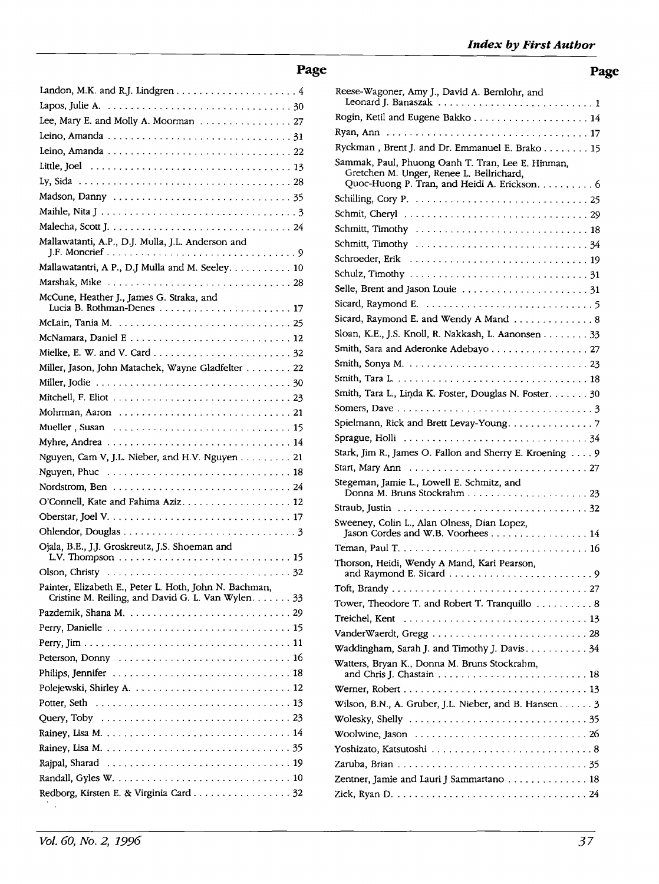| | |
|---|---|
| Landon, M.K. and R.J. Lindgren | 4 |
| Lapos, Julie A. | 30 |
| Lee, Mary E. and Molly A. Moorman | 27 |
| Leino, Amanda | 31 |
| Leino, Amanda | 22 |
| Little, Joel | 13 |
| Ly, Sida | 28 |
| Madson, Danny | 35 |
| Maihle, Nita J | 3 |
| Malecha, Scott J. | 24 |
| Mallawatanti, A.P., D.J. Mulla, J.L. Anderson and J.F. Moncrief | 9 |
| Mallawatantri, A P., D.J Mulla and M. Seeley | 10 |
| Marshak, Mike | 28 |
| McCune, Heather J., James G. Straka, and Lucia B. Rothman-Denes | 17 |
| McLain, Tania M. | 25 |
| McNamara, Daniel E | 12 |
| Mielke, E. W. and V. Card | 32 |
| Miller, Jason, John Matachek, Wayne Gladfelter | 22 |
| Miller, Jodie | 30 |
| Mitchell, F. Eliot | 23 |
| Mohrman, Aaron | 21 |
| Mueller , Susan | 15 |
| Myhre, Andrea | 14 |
| Nguyen, Cam V, J.L. Nieber, and H.V. Nguyen | 21 |
| Nguyen, Phuc | 18 |
| Nordstrom, Ben | 24 |
| O'Connell, Kate and Fahima Aziz | 12 |
| Oberstar, Joel V. | 17 |
| Ohlendor, Douglas | 3 |
| Ojala, B.E., J.J. Groskreutz, J.S. Shoeman and L.V. Thompson | 15 |
| Olson, Christy | 32 |
| Painter, Elizabeth E., Peter L. Hoth, John N. Bachman, Cristine M. Reiling, and David G. L. Van Wylen | 33 |
| Pazdemik, Shana M. | 29 |
| Perry, Danielle | 15 |
| Perry, Jim | 11 |
| Peterson, Donny | 16 |
| Philips, Jennifer | 18 |
| Polejewski, Shirley A. | 12 |
| Potter, Seth | 13 |
| Query, Toby | 23 |
| Rainey, Lisa M. | 14 |
| Rainey, Lisa M. | 35 |
| Rajpal, Sharad | 19 |
| Randall, Gyles W. | 10 |
| Redborg, Kirsten E. & Virginia Card | 32 |
| Reese-Wagoner, Amy J., David A. Bernlohr, and Leonard J. Banaszak | 1 |
| Rogin, Ketil and Eugene Bakko | 14 |
| Ryan, Ann | 17 |
| Ryckman , Brent J. and Dr. Emmanuel E. Brako | 15 |
| Sammak, Paul, Phuong Oanh T. Tran, Lee E. Hinman, Gretchen M. Unger, Renee L. Bellrichard, Quoc-Huong P. Tran, and Heidi A. Erickson | 6 |
| Schilling, Cory P. | 25 |
| Schmit, Cheryl | 29 |
| Schmitt, Timothy | 18 |
| Schmitt, Timothy | 34 |
| Schroeder, Erik | 19 |
| Schulz, Timothy | 31 |
| Selle, Brent and Jason Louie | 31 |
| Sicard, Raymond E. | 5 |
| Sicard, Raymond E. and Wendy A Mand | 8 |
| Sloan, K.E., J.S. Knoll, R. Nakkash, L. Aanonsen | 33 |
| Smith, Sara and Aderonke Adebayo | 27 |
| Smith, Sonya M. | 23 |
| Smith, Tara L. | 18 |
| Smith, Tara L., Linda K. Foster, Douglas N. Foster | 30 |
| Somers, Dave | 3 |
| Spielmann, Rick and Brett Levay-Young | 7 |
| Sprague, Holli | 34 |
| Stark, Jim R., James O. Fallon and Sherry E. Kroening | 9 |
| Start, Mary Ann | 27 |
| Stegeman, Jamie L., Lowell E. Schmitz, and Donna M. Bruns Stockrahm | 23 |
| Straub, Justin | 32 |
| Sweeney, Colin L., Alan Olness, Dian Lopez, Jason Cordes and W.B. Voorhees | 14 |
| Teman, Paul T. | 16 |
| Thorson, Heidi, Wendy A Mand, Kari Pearson, and Raymond E. Sicard | 9 |
| Toft, Brandy | 27 |
| Tower, Theodore T. and Robert T. Tranquillo | 8 |
| Treichel, Kent | 13 |
| VanderWaerdt, Gregg | 28 |
| Waddingham, Sarah J. and Timothy J. Davis | 34 |
| Watters, Bryan K., Donna M. Bruns Stockrahm, and Chris J. Chastain | 18 |
| Werner, Robert | 13 |
| Wilson, B.N., A. Gruber, J.L. Nieber, and B. Hansen | 3 |
| Wolesky, Shelly | 35 |
| Woolwine, Jason | 26 |
| Yoshizato, Katsutoshi | 8 |
| Zaruba, Brian | 35 |
| Zentner, Jamie and Lauri J Sammartano | 18 |
| Zick, Ryan D. | 24 |